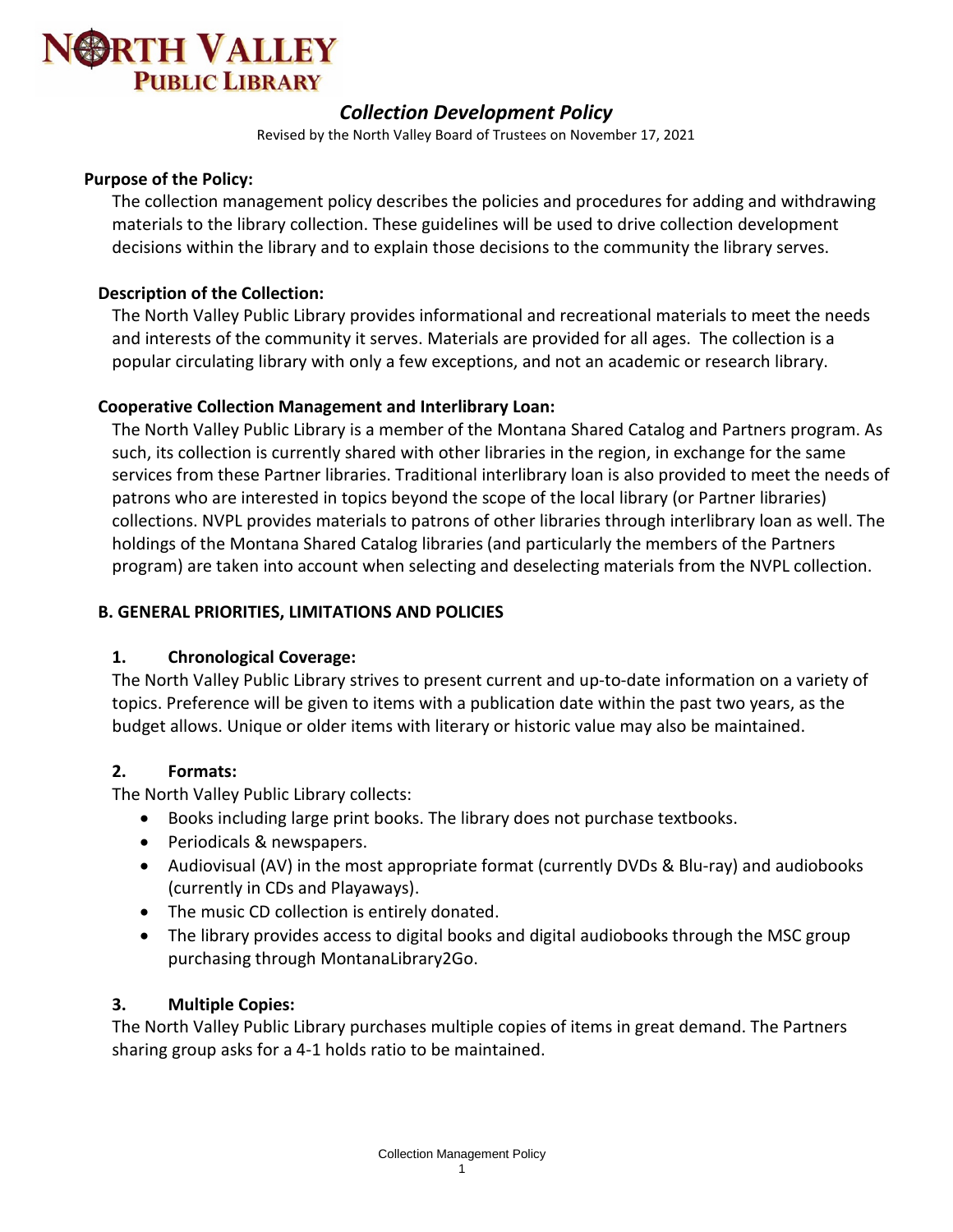# NORTH VALLEY PUBLIC LIBRARY

## *Collection Development Policy*

Revised by the North Valley Board of Trustees on November 17, 2021

**Purpose of the Policy:**

The collection management policy describes the policies and procedures for adding and withdrawing materials to the library collection. These guidelines will be used to drive collection development decisions within the library and to explain those decisions to the community the library serves.

**Description of the Collection:**

The North Valley Public Library provides informational and recreational materials to meet the needs and interests of the community it serves. Materials are provided for all ages. The collection is a popular circulating library with only a few exceptions, and not an academic or research library.

**Cooperative Collection Management and Interlibrary Loan:**

The North Valley Public Library is a member of the Montana Shared Catalog and Partners program. As such, its collection is currently shared with other libraries in the region, in exchange for the same services from these Partner libraries. Traditional interlibrary loan is also provided to meet the needs of patrons who are interested in topics beyond the scope of the local library (or Partner libraries) collections. NVPL provides materials to patrons of other libraries through interlibrary loan as well. The holdings of the Montana Shared Catalog libraries (and particularly the members of the Partners program) are taken into account when selecting and deselecting materials from the NVPL collection.

### B. GENERAL PRIORITIES, LIMITATIONS AND POLICIES

**1. Chronological Coverage:**

The North Valley Public Library strives to present current and up-to-date information on a variety of topics. Preference will be given to items with a publication date within the past two years, as the budget allows. Unique or older items with literary or historic value may also be maintained.

**2. Formats:**

The North Valley Public Library collects:

- Books including large print books. The library does not purchase textbooks.
- Periodicals & newspapers.
- Audiovisual (AV) in the most appropriate format (currently DVDs & Blu-ray) and audiobooks (currently in CDs and Playaways).
- The music CD collection is entirely donated.
- The library provides access to digital books and digital audiobooks through the MSC group purchasing through MontanaLibrary2Go.

**3. Multiple Copies:**

The North Valley Public Library purchases multiple copies of items in great demand. The Partners sharing group asks for a 4-1 holds ratio to be maintained.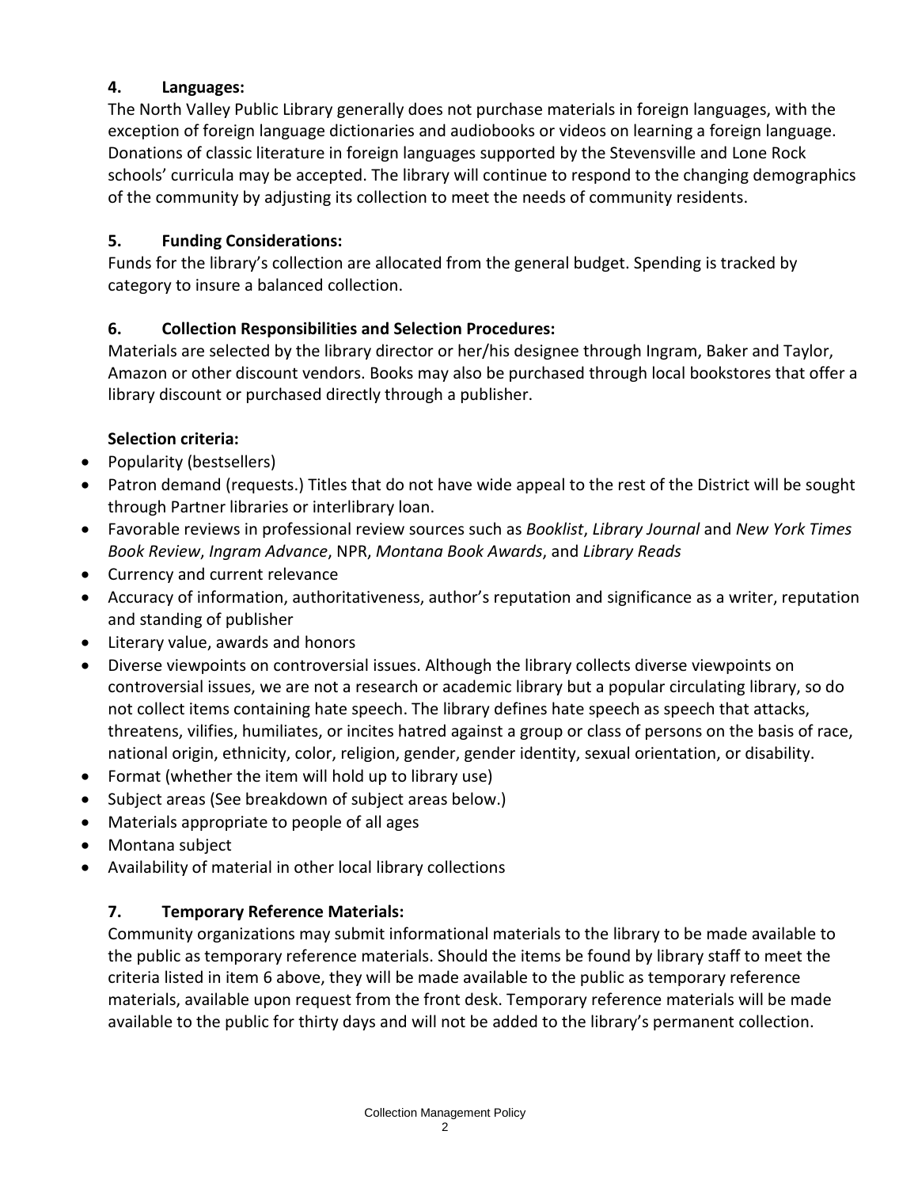### 4. Languages:

The North Valley Public Library generally does not purchase materials in foreign languages, with the exception of foreign language dictionaries and audiobooks or videos on learning a foreign language. Donations of classic literature in foreign languages supported by the Stevensville and Lone Rock schools' curricula may be accepted. The library will continue to respond to the changing demographics of the community by adjusting its collection to meet the needs of community residents.

### 5. Funding Considerations:

Funds for the library's collection are allocated from the general budget. Spending is tracked by category to insure a balanced collection.

### 6. Collection Responsibilities and Selection Procedures:

Materials are selected by the library director or her/his designee through Ingram, Baker and Taylor, Amazon or other discount vendors. Books may also be purchased through local bookstores that offer a library discount or purchased directly through a publisher.

**Selection criteria:**

- Popularity (bestsellers)
- Patron demand (requests.) Titles that do not have wide appeal to the rest of the District will be sought through Partner libraries or interlibrary loan.
- Favorable reviews in professional review sources such as *Booklist*, *Library Journal* and *New York Times Book Review*, *Ingram Advance*, NPR, *Montana Book Awards*, and *Library Reads*
- Currency and current relevance
- Accuracy of information, authoritativeness, author's reputation and significance as a writer, reputation and standing of publisher
- Literary value, awards and honors
- Diverse viewpoints on controversial issues. Although the library collects diverse viewpoints on controversial issues, we are not a research or academic library but a popular circulating library, so do not collect items containing hate speech. The library defines hate speech as speech that attacks, threatens, vilifies, humiliates, or incites hatred against a group or class of persons on the basis of race, national origin, ethnicity, color, religion, gender, gender identity, sexual orientation, or disability.
- Format (whether the item will hold up to library use)
- Subject areas (See breakdown of subject areas below.)
- Materials appropriate to people of all ages
- Montana subject
- Availability of material in other local library collections

### 7. Temporary Reference Materials:

Community organizations may submit informational materials to the library to be made available to the public as temporary reference materials. Should the items be found by library staff to meet the criteria listed in item 6 above, they will be made available to the public as temporary reference materials, available upon request from the front desk. Temporary reference materials will be made available to the public for thirty days and will not be added to the library's permanent collection.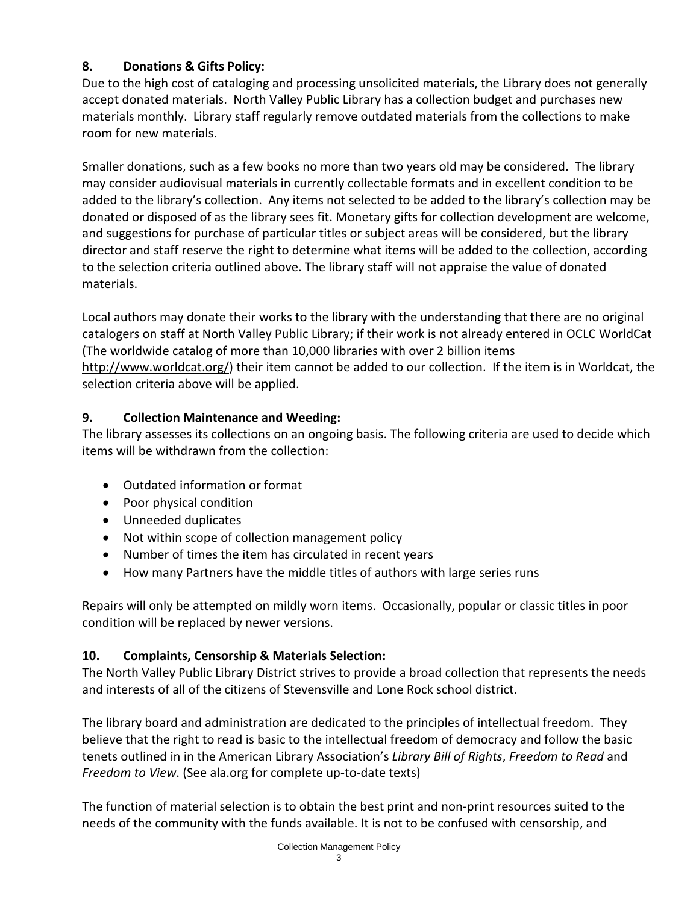## 8. Donations & Gifts Policy:

Due to the high cost of cataloging and processing unsolicited materials, the Library does not generally accept donated materials. North Valley Public Library has a collection budget and purchases new materials monthly. Library staff regularly remove outdated materials from the collections to make room for new materials.

Smaller donations, such as a few books no more than two years old may be considered. The library may consider audiovisual materials in currently collectable formats and in excellent condition to be added to the library's collection. Any items not selected to be added to the library's collection may be donated or disposed of as the library sees fit. Monetary gifts for collection development are welcome, and suggestions for purchase of particular titles or subject areas will be considered, but the library director and staff reserve the right to determine what items will be added to the collection, according to the selection criteria outlined above. The library staff will not appraise the value of donated materials.

Local authors may donate their works to the library with the understanding that there are no original catalogers on staff at North Valley Public Library; if their work is not already entered in OCLC WorldCat (The worldwide catalog of more than 10,000 libraries with over 2 billion items http://www.worldcat.org/) their item cannot be added to our collection. If the item is in Worldcat, the selection criteria above will be applied.

## 9. Collection Maintenance and Weeding:

The library assesses its collections on an ongoing basis. The following criteria are used to decide which items will be withdrawn from the collection:

- Outdated information or format
- Poor physical condition
- Unneeded duplicates
- Not within scope of collection management policy
- Number of times the item has circulated in recent years
- How many Partners have the middle titles of authors with large series runs

Repairs will only be attempted on mildly worn items. Occasionally, popular or classic titles in poor condition will be replaced by newer versions.

## 10. Complaints, Censorship & Materials Selection:

The North Valley Public Library District strives to provide a broad collection that represents the needs and interests of all of the citizens of Stevensville and Lone Rock school district.

The library board and administration are dedicated to the principles of intellectual freedom. They believe that the right to read is basic to the intellectual freedom of democracy and follow the basic tenets outlined in in the American Library Association's *Library Bill of Rights*, *Freedom to Read* and *Freedom to View*. (See ala.org for complete up-to-date texts)

The function of material selection is to obtain the best print and non-print resources suited to the needs of the community with the funds available. It is not to be confused with censorship, and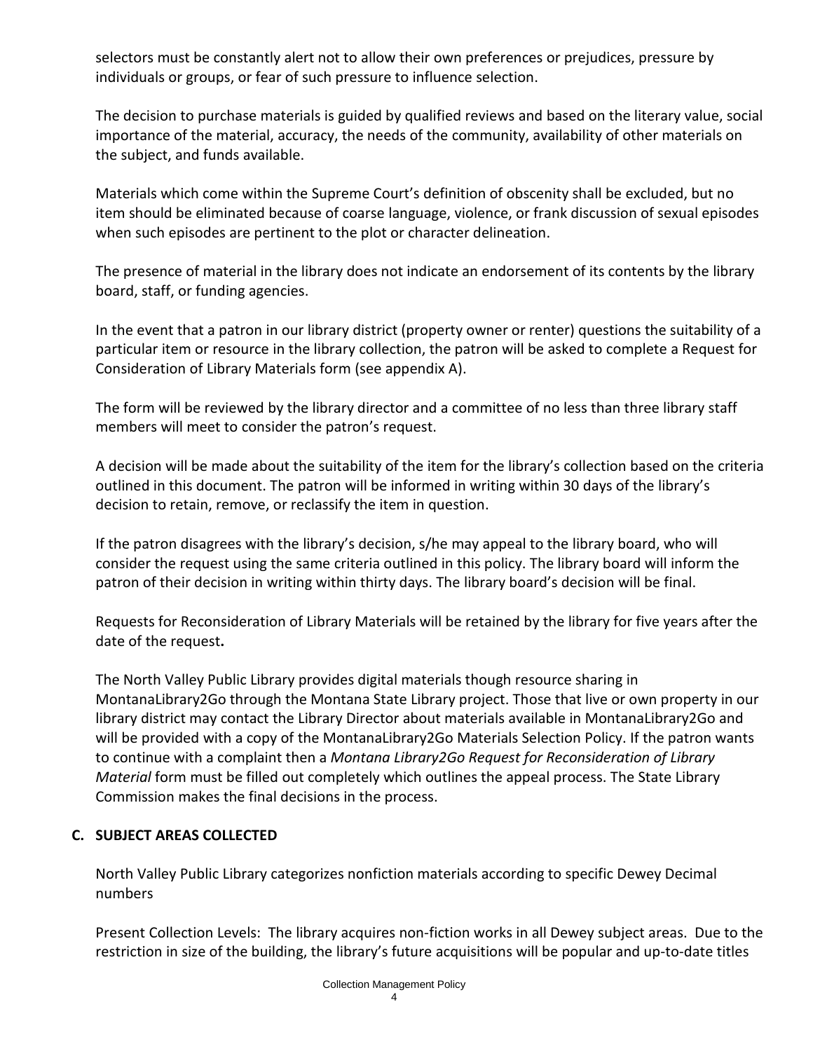selectors must be constantly alert not to allow their own preferences or prejudices, pressure by individuals or groups, or fear of such pressure to influence selection.

The decision to purchase materials is guided by qualified reviews and based on the literary value, social importance of the material, accuracy, the needs of the community, availability of other materials on the subject, and funds available.

Materials which come within the Supreme Court's definition of obscenity shall be excluded, but no item should be eliminated because of coarse language, violence, or frank discussion of sexual episodes when such episodes are pertinent to the plot or character delineation.

The presence of material in the library does not indicate an endorsement of its contents by the library board, staff, or funding agencies.

In the event that a patron in our library district (property owner or renter) questions the suitability of a particular item or resource in the library collection, the patron will be asked to complete a Request for Consideration of Library Materials form (see appendix A).

The form will be reviewed by the library director and a committee of no less than three library staff members will meet to consider the patron's request.

A decision will be made about the suitability of the item for the library's collection based on the criteria outlined in this document. The patron will be informed in writing within 30 days of the library's decision to retain, remove, or reclassify the item in question.

If the patron disagrees with the library's decision, s/he may appeal to the library board, who will consider the request using the same criteria outlined in this policy. The library board will inform the patron of their decision in writing within thirty days. The library board's decision will be final.

Requests for Reconsideration of Library Materials will be retained by the library for five years after the date of the request**.**

The North Valley Public Library provides digital materials though resource sharing in MontanaLibrary2Go through the Montana State Library project. Those that live or own property in our library district may contact the Library Director about materials available in MontanaLibrary2Go and will be provided with a copy of the MontanaLibrary2Go Materials Selection Policy. If the patron wants to continue with a complaint then a *Montana Library2Go Request for Reconsideration of Library Material* form must be filled out completely which outlines the appeal process. The State Library Commission makes the final decisions in the process.

### C. SUBJECT AREAS COLLECTED

North Valley Public Library categorizes nonfiction materials according to specific Dewey Decimal numbers

Present Collection Levels: The library acquires non-fiction works in all Dewey subject areas. Due to the restriction in size of the building, the library's future acquisitions will be popular and up-to-date titles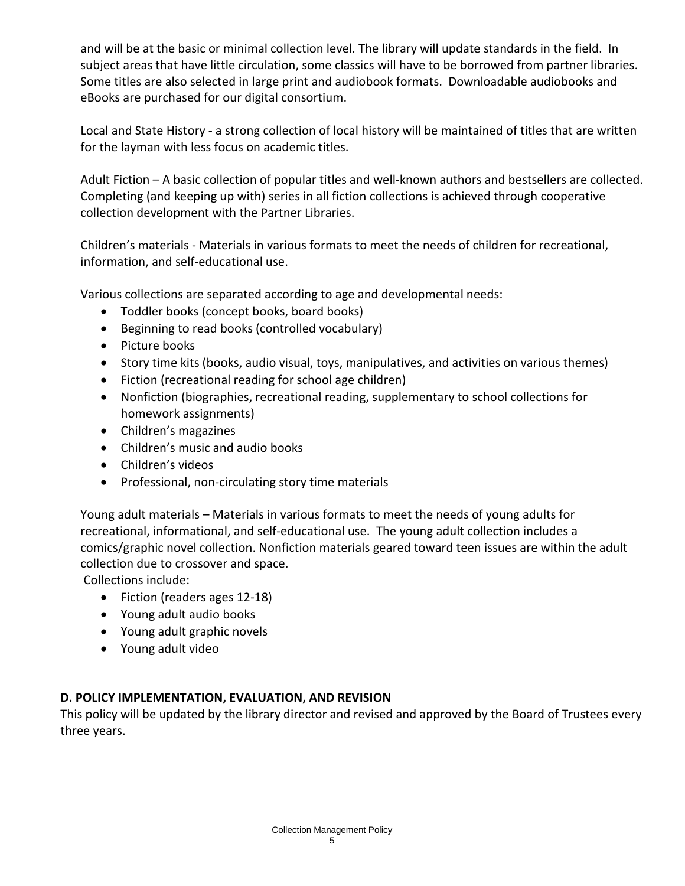and will be at the basic or minimal collection level. The library will update standards in the field. In subject areas that have little circulation, some classics will have to be borrowed from partner libraries. Some titles are also selected in large print and audiobook formats. Downloadable audiobooks and eBooks are purchased for our digital consortium.

Local and State History - a strong collection of local history will be maintained of titles that are written for the layman with less focus on academic titles.

Adult Fiction – A basic collection of popular titles and well-known authors and bestsellers are collected. Completing (and keeping up with) series in all fiction collections is achieved through cooperative collection development with the Partner Libraries.

Children's materials - Materials in various formats to meet the needs of children for recreational, information, and self-educational use.

Various collections are separated according to age and developmental needs:

- Toddler books (concept books, board books)
- Beginning to read books (controlled vocabulary)
- Picture books
- Story time kits (books, audio visual, toys, manipulatives, and activities on various themes)
- Fiction (recreational reading for school age children)
- Nonfiction (biographies, recreational reading, supplementary to school collections for homework assignments)
- Children's magazines
- Children's music and audio books
- Children's videos
- Professional, non-circulating story time materials

Young adult materials – Materials in various formats to meet the needs of young adults for recreational, informational, and self-educational use. The young adult collection includes a comics/graphic novel collection. Nonfiction materials geared toward teen issues are within the adult collection due to crossover and space.

Collections include:

- Fiction (readers ages 12-18)
- Young adult audio books
- Young adult graphic novels
- Young adult video

## D. POLICY IMPLEMENTATION, EVALUATION, AND REVISION

This policy will be updated by the library director and revised and approved by the Board of Trustees every three years.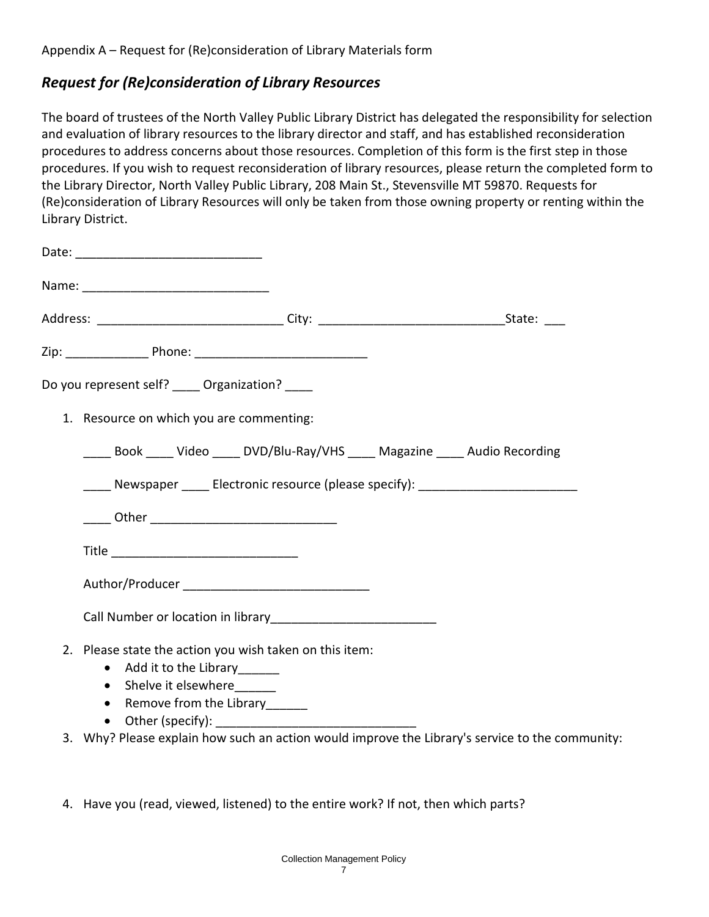Appendix A – Request for (Re)consideration of Library Materials form

## *Request for (Re)consideration of Library Resources*

The board of trustees of the North Valley Public Library District has delegated the responsibility for selection and evaluation of library resources to the library director and staff, and has established reconsideration procedures to address concerns about those resources. Completion of this form is the first step in those procedures. If you wish to request reconsideration of library resources, please return the completed form to the Library Director, North Valley Public Library, 208 Main St., Stevensville MT 59870. Requests for (Re)consideration of Library Resources will only be taken from those owning property or renting within the Library District.

Date: ___________________________

Name: ___________________________

Address: ___________________________ City: ___________________________State: ___

Zip: ____________ Phone: _________________________

Do you represent self? ____ Organization? ____

1. Resource on which you are commenting:

   ____ Book ____ Video ____ DVD/Blu-Ray/VHS ____ Magazine ____ Audio Recording

   ____ Newspaper ____ Electronic resource (please specify): _______________________

   ____ Other ___________________________

   Title ___________________________

   Author/Producer ___________________________

   Call Number or location in library________________________

2. Please state the action you wish taken on this item:
   - Add it to the Library______
   - Shelve it elsewhere______
   - Remove from the Library______
   - Other (specify): ____________________________

3. Why? Please explain how such an action would improve the Library's service to the community:

4. Have you (read, viewed, listened) to the entire work? If not, then which parts?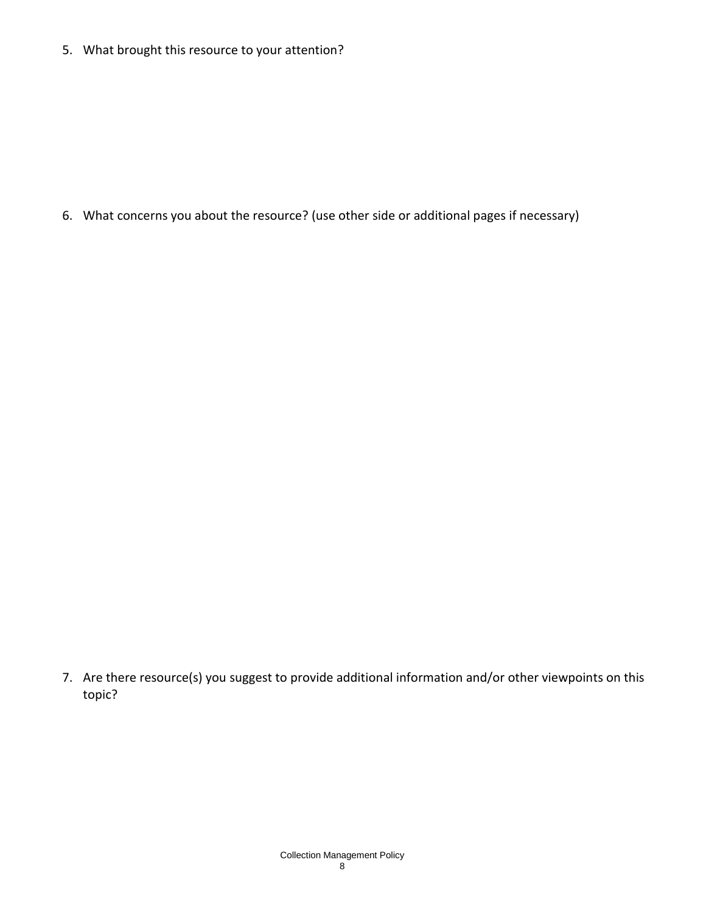5. What brought this resource to your attention?

6. What concerns you about the resource? (use other side or additional pages if necessary)

7. Are there resource(s) you suggest to provide additional information and/or other viewpoints on this topic?